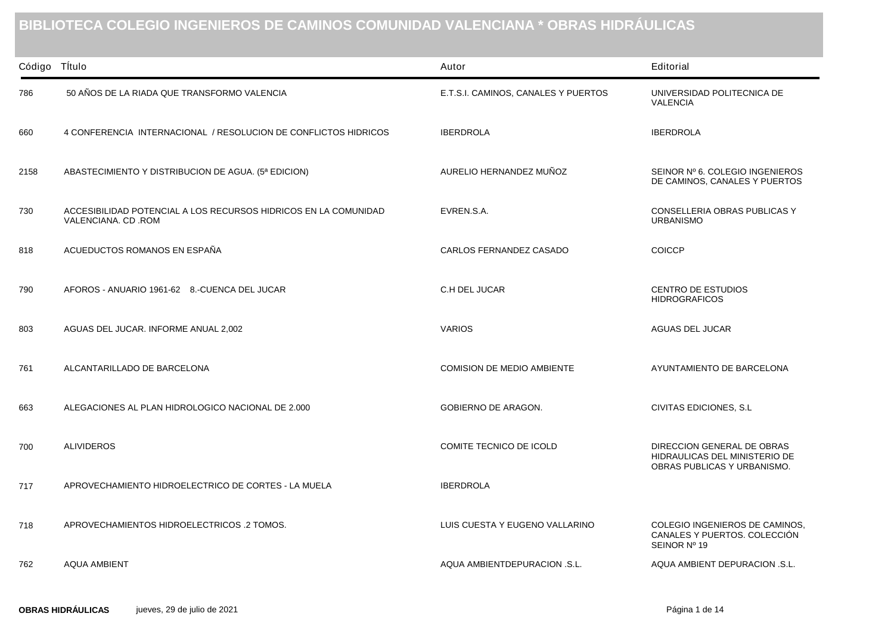# BIBLIOTECA COLEGIO INGENIEROS DE CAMINOS COMUNIDAD VALENCIANA * OBRAS HIDRÁULICAS

| Código | TÍtulo | Autor | Editorial |
|---|---|---|---|
| 786 | 50 AÑOS DE LA RIADA QUE TRANSFORMO VALENCIA | E.T.S.I. CAMINOS, CANALES Y PUERTOS | UNIVERSIDAD POLITECNICA DE VALENCIA |
| 660 | 4 CONFERENCIA INTERNACIONAL / RESOLUCION DE CONFLICTOS HIDRICOS | IBERDROLA | IBERDROLA |
| 2158 | ABASTECIMIENTO Y DISTRIBUCION DE AGUA. (5ª EDICION) | AURELIO HERNANDEZ MUÑOZ | SEINOR Nº 6. COLEGIO INGENIEROS DE CAMINOS, CANALES Y PUERTOS |
| 730 | ACCESIBILIDAD POTENCIAL A LOS RECURSOS HIDRICOS EN LA COMUNIDAD VALENCIANA. CD .ROM | EVREN.S.A. | CONSELLERIA OBRAS PUBLICAS Y URBANISMO |
| 818 | ACUEDUCTOS ROMANOS EN ESPAÑA | CARLOS FERNANDEZ CASADO | COICCP |
| 790 | AFOROS - ANUARIO 1961-62 8.-CUENCA DEL JUCAR | C.H DEL JUCAR | CENTRO DE ESTUDIOS HIDROGRAFICOS |
| 803 | AGUAS DEL JUCAR. INFORME ANUAL 2,002 | VARIOS | AGUAS DEL JUCAR |
| 761 | ALCANTARILLADO DE BARCELONA | COMISION DE MEDIO AMBIENTE | AYUNTAMIENTO DE BARCELONA |
| 663 | ALEGACIONES AL PLAN HIDROLOGICO NACIONAL DE 2.000 | GOBIERNO DE ARAGON. | CIVITAS EDICIONES, S.L |
| 700 | ALIVIDEROS | COMITE TECNICO DE ICOLD | DIRECCION GENERAL DE OBRAS HIDRAULICAS DEL MINISTERIO DE OBRAS PUBLICAS Y URBANISMO. |
| 717 | APROVECHAMIENTO HIDROELECTRICO DE CORTES - LA MUELA | IBERDROLA | |
| 718 | APROVECHAMIENTOS HIDROELECTRICOS .2 TOMOS. | LUIS CUESTA Y EUGENO VALLARINO | COLEGIO INGENIEROS DE CAMINOS, CANALES Y PUERTOS. COLECCIÓN SEINOR Nº 19 |
| 762 | AQUA AMBIENT | AQUA AMBIENTDEPURACION .S.L. | AQUA AMBIENT DEPURACION .S.L. |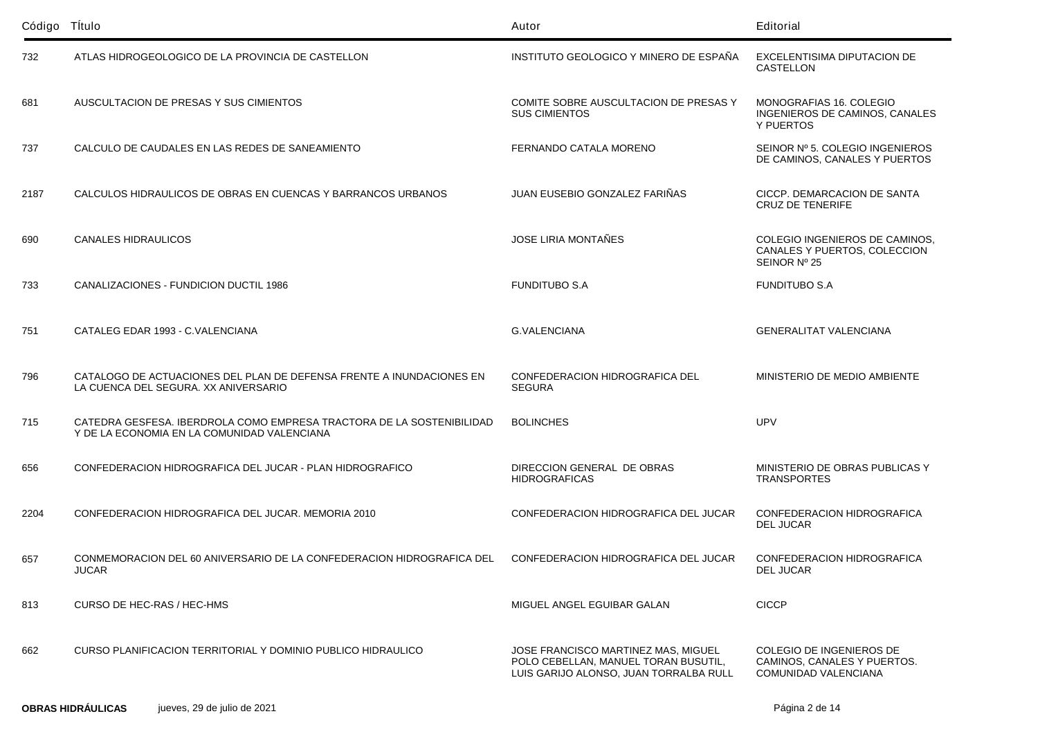| Código | TÍtulo | Autor | Editorial |
|---|---|---|---|
| 732 | ATLAS HIDROGEOLOGICO DE LA PROVINCIA DE CASTELLON | INSTITUTO GEOLOGICO Y MINERO DE ESPAÑA | EXCELENTISIMA DIPUTACION DE CASTELLON |
| 681 | AUSCULTACION DE PRESAS Y SUS CIMIENTOS | COMITE SOBRE AUSCULTACION DE PRESAS Y SUS CIMIENTOS | MONOGRAFIAS 16. COLEGIO INGENIEROS DE CAMINOS, CANALES Y PUERTOS |
| 737 | CALCULO DE CAUDALES EN LAS REDES DE SANEAMIENTO | FERNANDO CATALA MORENO | SEINOR Nº 5. COLEGIO INGENIEROS DE CAMINOS, CANALES Y PUERTOS |
| 2187 | CALCULOS HIDRAULICOS DE OBRAS EN CUENCAS Y BARRANCOS URBANOS | JUAN EUSEBIO GONZALEZ FARIÑAS | CICCP. DEMARCACION DE SANTA CRUZ DE TENERIFE |
| 690 | CANALES HIDRAULICOS | JOSE LIRIA MONTAÑES | COLEGIO INGENIEROS DE CAMINOS, CANALES Y PUERTOS, COLECCION SEINOR Nº 25 |
| 733 | CANALIZACIONES - FUNDICION DUCTIL 1986 | FUNDITUBO S.A | FUNDITUBO S.A |
| 751 | CATALEG EDAR 1993 - C.VALENCIANA | G.VALENCIANA | GENERALITAT VALENCIANA |
| 796 | CATALOGO DE ACTUACIONES DEL PLAN DE DEFENSA FRENTE A INUNDACIONES EN LA CUENCA DEL SEGURA. XX ANIVERSARIO | CONFEDERACION HIDROGRAFICA DEL SEGURA | MINISTERIO DE MEDIO AMBIENTE |
| 715 | CATEDRA GESFESA. IBERDROLA COMO EMPRESA TRACTORA DE LA SOSTENIBILIDAD Y DE LA ECONOMIA EN LA COMUNIDAD VALENCIANA | BOLINCHES | UPV |
| 656 | CONFEDERACION HIDROGRAFICA DEL JUCAR - PLAN HIDROGRAFICO | DIRECCION GENERAL DE OBRAS HIDROGRAFICAS | MINISTERIO DE OBRAS PUBLICAS Y TRANSPORTES |
| 2204 | CONFEDERACION HIDROGRAFICA DEL JUCAR. MEMORIA 2010 | CONFEDERACION HIDROGRAFICA DEL JUCAR | CONFEDERACION HIDROGRAFICA DEL JUCAR |
| 657 | CONMEMORACION DEL 60 ANIVERSARIO DE LA CONFEDERACION HIDROGRAFICA DEL JUCAR | CONFEDERACION HIDROGRAFICA DEL JUCAR | CONFEDERACION HIDROGRAFICA DEL JUCAR |
| 813 | CURSO DE HEC-RAS / HEC-HMS | MIGUEL ANGEL EGUIBAR GALAN | CICCP |
| 662 | CURSO PLANIFICACION TERRITORIAL Y DOMINIO PUBLICO HIDRAULICO | JOSE FRANCISCO MARTINEZ MAS, MIGUEL POLO CEBELLAN, MANUEL TORAN BUSUTIL, LUIS GARIJO ALONSO, JUAN TORRALBA RULL | COLEGIO DE INGENIEROS DE CAMINOS, CANALES Y PUERTOS. COMUNIDAD VALENCIANA |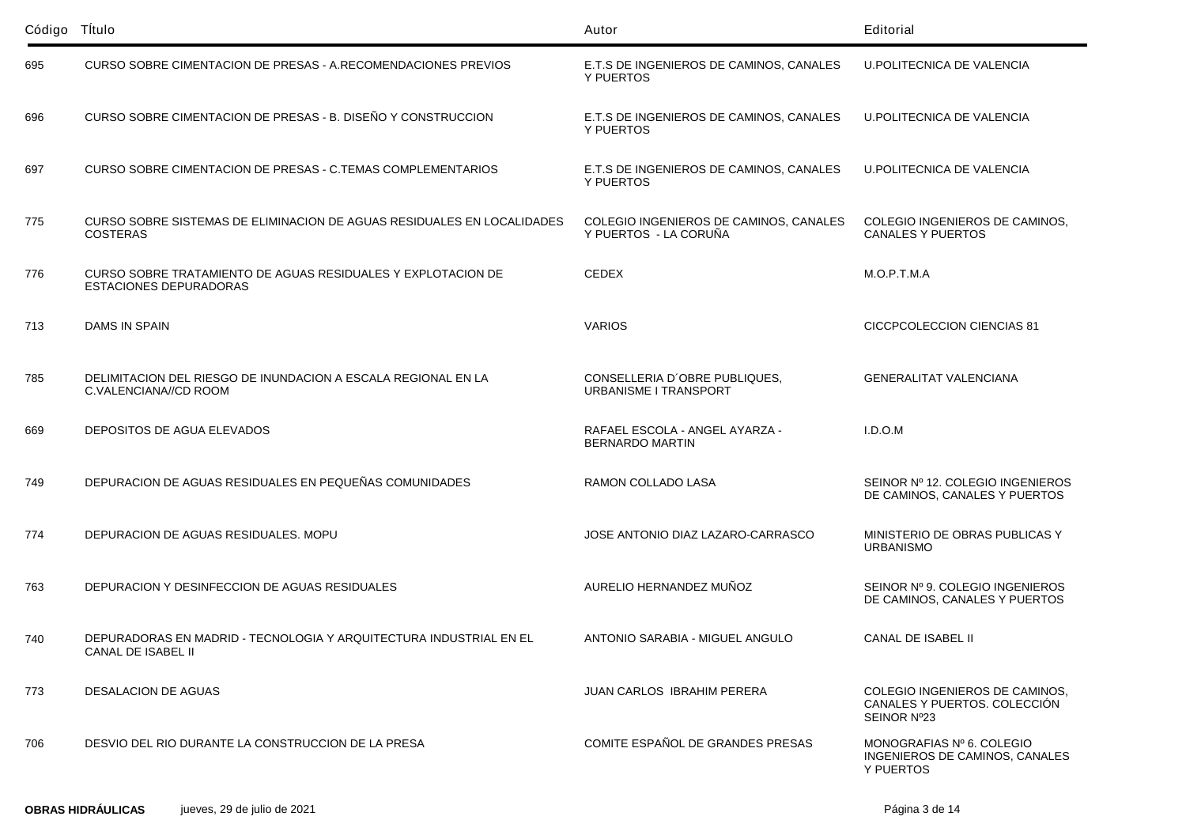| Código | Título | Autor | Editorial |
| --- | --- | --- | --- |
| 695 | CURSO SOBRE CIMENTACION DE PRESAS - A.RECOMENDACIONES PREVIOS | E.T.S DE INGENIEROS DE CAMINOS, CANALES Y PUERTOS | U.POLITECNICA DE VALENCIA |
| 696 | CURSO SOBRE CIMENTACION DE PRESAS - B. DISEÑO Y CONSTRUCCION | E.T.S DE INGENIEROS DE CAMINOS, CANALES Y PUERTOS | U.POLITECNICA DE VALENCIA |
| 697 | CURSO SOBRE CIMENTACION DE PRESAS - C.TEMAS COMPLEMENTARIOS | E.T.S DE INGENIEROS DE CAMINOS, CANALES Y PUERTOS | U.POLITECNICA DE VALENCIA |
| 775 | CURSO SOBRE SISTEMAS DE ELIMINACION DE AGUAS RESIDUALES EN LOCALIDADES COSTERAS | COLEGIO INGENIEROS DE CAMINOS, CANALES Y PUERTOS - LA CORUÑA | COLEGIO INGENIEROS DE CAMINOS, CANALES Y PUERTOS |
| 776 | CURSO SOBRE TRATAMIENTO DE AGUAS RESIDUALES Y EXPLOTACION DE ESTACIONES DEPURADORAS | CEDEX | M.O.P.T.M.A |
| 713 | DAMS IN SPAIN | VARIOS | CICCPCOLECCION CIENCIAS 81 |
| 785 | DELIMITACION DEL RIESGO DE INUNDACION A ESCALA REGIONAL EN LA C.VALENCIANA//CD ROOM | CONSELLERIA D´OBRE PUBLIQUES, URBANISME I TRANSPORT | GENERALITAT VALENCIANA |
| 669 | DEPOSITOS DE AGUA ELEVADOS | RAFAEL ESCOLA - ANGEL AYARZA - BERNARDO MARTIN | I.D.O.M |
| 749 | DEPURACION DE AGUAS RESIDUALES EN PEQUEÑAS COMUNIDADES | RAMON COLLADO LASA | SEINOR Nº 12. COLEGIO INGENIEROS DE CAMINOS, CANALES Y PUERTOS |
| 774 | DEPURACION DE AGUAS RESIDUALES. MOPU | JOSE ANTONIO DIAZ LAZARO-CARRASCO | MINISTERIO DE OBRAS PUBLICAS Y URBANISMO |
| 763 | DEPURACION Y DESINFECCION DE AGUAS RESIDUALES | AURELIO HERNANDEZ MUÑOZ | SEINOR Nº 9. COLEGIO INGENIEROS DE CAMINOS, CANALES Y PUERTOS |
| 740 | DEPURADORAS EN MADRID - TECNOLOGIA Y ARQUITECTURA INDUSTRIAL EN EL CANAL DE ISABEL II | ANTONIO SARABIA - MIGUEL ANGULO | CANAL DE ISABEL II |
| 773 | DESALACION DE AGUAS | JUAN CARLOS IBRAHIM PERERA | COLEGIO INGENIEROS DE CAMINOS, CANALES Y PUERTOS. COLECCIÓN SEINOR Nº23 |
| 706 | DESVIO DEL RIO DURANTE LA CONSTRUCCION DE LA PRESA | COMITE ESPAÑOL DE GRANDES PRESAS | MONOGRAFIAS Nº 6. COLEGIO INGENIEROS DE CAMINOS, CANALES Y PUERTOS |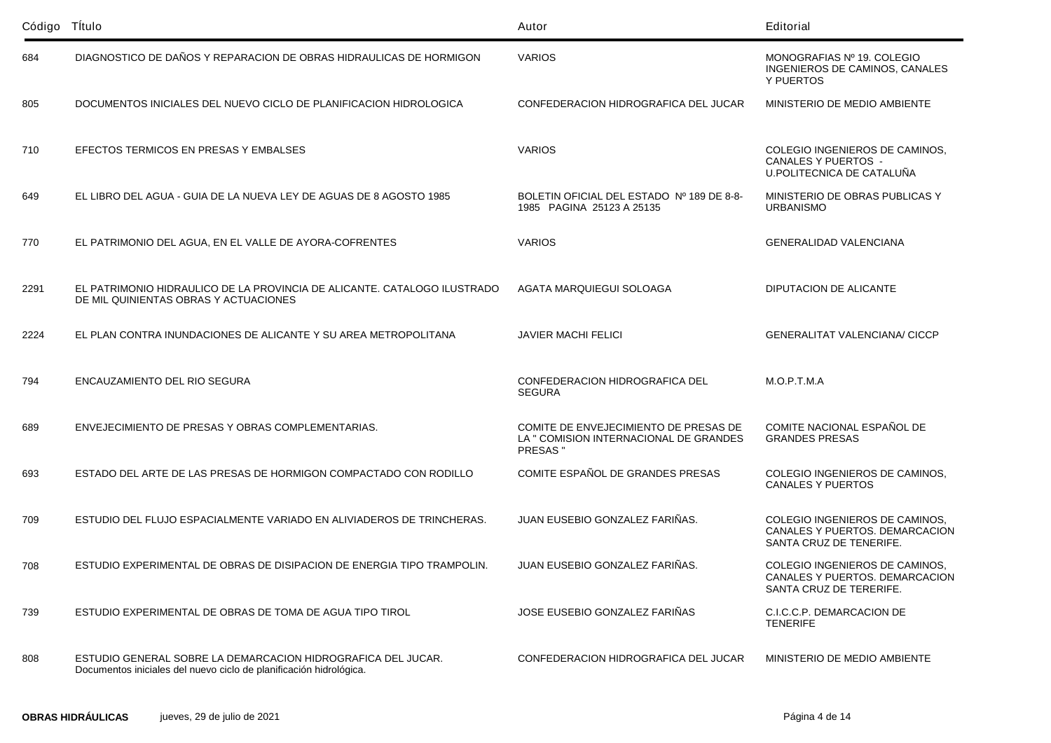| Código | Título | Autor | Editorial |
|---|---|---|---|
| 684 | DIAGNOSTICO DE DAÑOS Y REPARACION DE OBRAS HIDRAULICAS DE HORMIGON | VARIOS | MONOGRAFIAS Nº 19. COLEGIO INGENIEROS DE CAMINOS, CANALES Y PUERTOS |
| 805 | DOCUMENTOS INICIALES DEL NUEVO CICLO DE PLANIFICACION HIDROLOGICA | CONFEDERACION HIDROGRAFICA DEL JUCAR | MINISTERIO DE MEDIO AMBIENTE |
| 710 | EFECTOS TERMICOS EN PRESAS Y EMBALSES | VARIOS | COLEGIO INGENIEROS DE CAMINOS, CANALES Y PUERTOS - U.POLITECNICA DE CATALUÑA |
| 649 | EL LIBRO DEL AGUA - GUIA DE LA NUEVA LEY DE AGUAS DE 8 AGOSTO 1985 | BOLETIN OFICIAL DEL ESTADO Nº 189 DE 8-8-1985 PAGINA 25123 A 25135 | MINISTERIO DE OBRAS PUBLICAS Y URBANISMO |
| 770 | EL PATRIMONIO DEL AGUA, EN EL VALLE DE AYORA-COFRENTES | VARIOS | GENERALIDAD VALENCIANA |
| 2291 | EL PATRIMONIO HIDRAULICO DE LA PROVINCIA DE ALICANTE. CATALOGO ILUSTRADO DE MIL QUINIENTAS OBRAS Y ACTUACIONES | AGATA MARQUIEGUI SOLOAGA | DIPUTACION DE ALICANTE |
| 2224 | EL PLAN CONTRA INUNDACIONES DE ALICANTE Y SU AREA METROPOLITANA | JAVIER MACHI FELICI | GENERALITAT VALENCIANA/ CICCP |
| 794 | ENCAUZAMIENTO DEL RIO SEGURA | CONFEDERACION HIDROGRAFICA DEL SEGURA | M.O.P.T.M.A |
| 689 | ENVEJECIMIENTO DE PRESAS Y OBRAS COMPLEMENTARIAS. | COMITE DE ENVEJECIMIENTO DE PRESAS DE LA " COMISION INTERNACIONAL DE GRANDES PRESAS " | COMITE NACIONAL ESPAÑOL DE GRANDES PRESAS |
| 693 | ESTADO DEL ARTE DE LAS PRESAS DE HORMIGON COMPACTADO CON RODILLO | COMITE ESPAÑOL DE GRANDES PRESAS | COLEGIO INGENIEROS DE CAMINOS, CANALES Y PUERTOS |
| 709 | ESTUDIO DEL FLUJO ESPACIALMENTE VARIADO EN ALIVIADEROS DE TRINCHERAS. | JUAN EUSEBIO GONZALEZ FARIÑAS. | COLEGIO INGENIEROS DE CAMINOS, CANALES Y PUERTOS. DEMARCACION SANTA CRUZ DE TENERIFE. |
| 708 | ESTUDIO EXPERIMENTAL DE OBRAS DE DISIPACION DE ENERGIA TIPO TRAMPOLIN. | JUAN EUSEBIO GONZALEZ FARIÑAS. | COLEGIO INGENIEROS DE CAMINOS, CANALES Y PUERTOS. DEMARCACION SANTA CRUZ DE TERERIFE. |
| 739 | ESTUDIO EXPERIMENTAL DE OBRAS DE TOMA DE AGUA TIPO TIROL | JOSE EUSEBIO GONZALEZ FARIÑAS | C.I.C.C.P. DEMARCACION DE TENERIFE |
| 808 | ESTUDIO GENERAL SOBRE LA DEMARCACION HIDROGRAFICA DEL JUCAR. Documentos iniciales del nuevo ciclo de planificación hidrológica. | CONFEDERACION HIDROGRAFICA DEL JUCAR | MINISTERIO DE MEDIO AMBIENTE |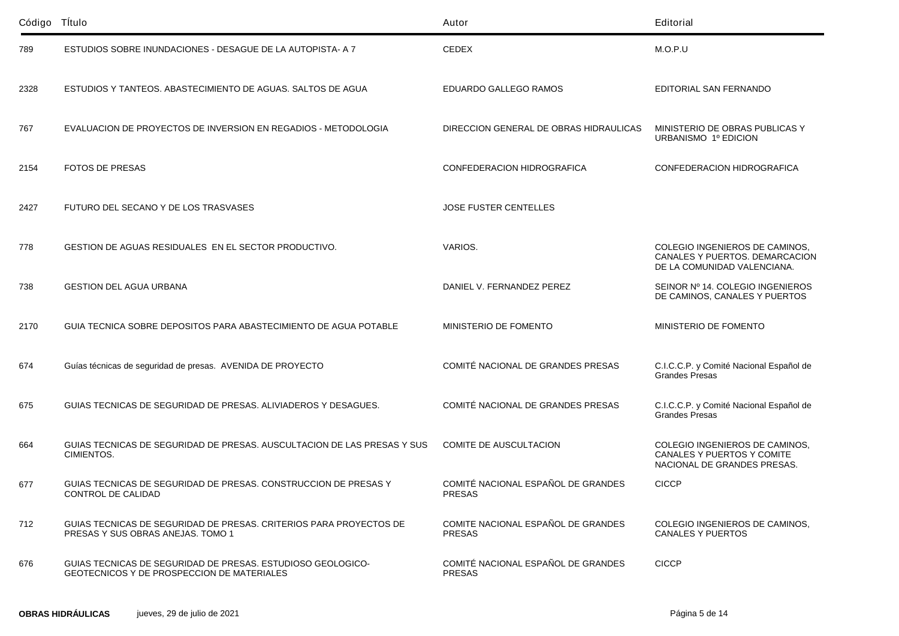| Código | TÍtulo | Autor | Editorial |
| --- | --- | --- | --- |
| 789 | ESTUDIOS SOBRE INUNDACIONES - DESAGUE DE LA AUTOPISTA- A 7 | CEDEX | M.O.P.U |
| 2328 | ESTUDIOS Y TANTEOS. ABASTECIMIENTO DE AGUAS. SALTOS DE AGUA | EDUARDO GALLEGO RAMOS | EDITORIAL SAN FERNANDO |
| 767 | EVALUACION DE PROYECTOS DE INVERSION EN REGADIOS - METODOLOGIA | DIRECCION GENERAL DE OBRAS HIDRAULICAS | MINISTERIO DE OBRAS PUBLICAS Y URBANISMO 1º EDICION |
| 2154 | FOTOS DE PRESAS | CONFEDERACION HIDROGRAFICA | CONFEDERACION HIDROGRAFICA |
| 2427 | FUTURO DEL SECANO Y DE LOS TRASVASES | JOSE FUSTER CENTELLES | |
| 778 | GESTION DE AGUAS RESIDUALES EN EL SECTOR PRODUCTIVO. | VARIOS. | COLEGIO INGENIEROS DE CAMINOS, CANALES Y PUERTOS. DEMARCACION DE LA COMUNIDAD VALENCIANA. |
| 738 | GESTION DEL AGUA URBANA | DANIEL V. FERNANDEZ PEREZ | SEINOR Nº 14. COLEGIO INGENIEROS DE CAMINOS, CANALES Y PUERTOS |
| 2170 | GUIA TECNICA SOBRE DEPOSITOS PARA ABASTECIMIENTO DE AGUA POTABLE | MINISTERIO DE FOMENTO | MINISTERIO DE FOMENTO |
| 674 | Guías técnicas de seguridad de presas. AVENIDA DE PROYECTO | COMITÉ NACIONAL DE GRANDES PRESAS | C.I.C.C.P. y Comité Nacional Español de Grandes Presas |
| 675 | GUIAS TECNICAS DE SEGURIDAD DE PRESAS. ALIVIADEROS Y DESAGUES. | COMITÉ NACIONAL DE GRANDES PRESAS | C.I.C.C.P. y Comité Nacional Español de Grandes Presas |
| 664 | GUIAS TECNICAS DE SEGURIDAD DE PRESAS. AUSCULTACION DE LAS PRESAS Y SUS CIMIENTOS. | COMITE DE AUSCULTACION | COLEGIO INGENIEROS DE CAMINOS, CANALES Y PUERTOS Y COMITE NACIONAL DE GRANDES PRESAS. |
| 677 | GUIAS TECNICAS DE SEGURIDAD DE PRESAS. CONSTRUCCION DE PRESAS Y CONTROL DE CALIDAD | COMITÉ NACIONAL ESPAÑOL DE GRANDES PRESAS | CICCP |
| 712 | GUIAS TECNICAS DE SEGURIDAD DE PRESAS. CRITERIOS PARA PROYECTOS DE PRESAS Y SUS OBRAS ANEJAS. TOMO 1 | COMITE NACIONAL ESPAÑOL DE GRANDES PRESAS | COLEGIO INGENIEROS DE CAMINOS, CANALES Y PUERTOS |
| 676 | GUIAS TECNICAS DE SEGURIDAD DE PRESAS. ESTUDIOSO GEOLOGICO-GEOTECNICOS Y DE PROSPECCION DE MATERIALES | COMITÉ NACIONAL ESPAÑOL DE GRANDES PRESAS | CICCP |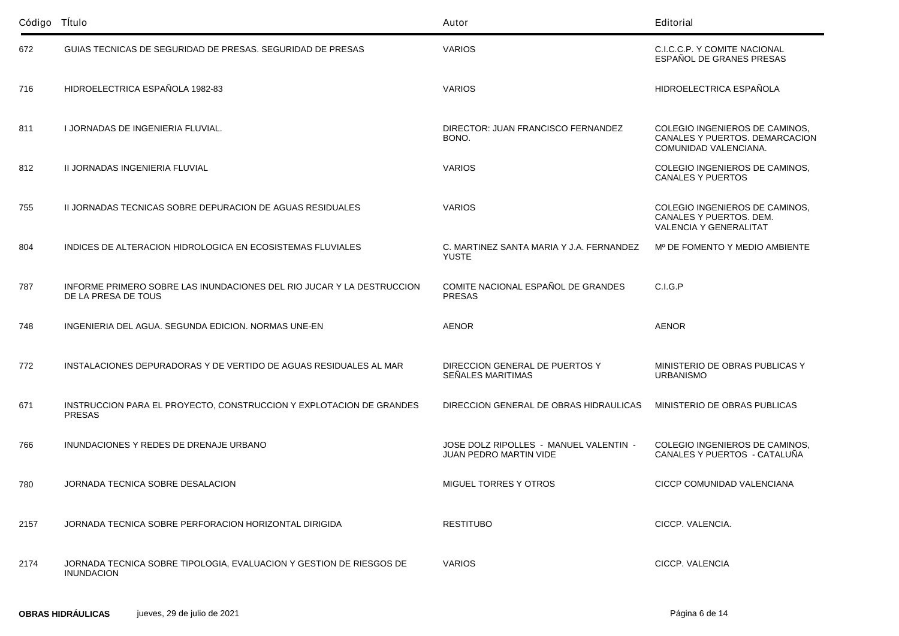| Código | Título | Autor | Editorial |
|---|---|---|---|
| 672 | GUIAS TECNICAS DE SEGURIDAD DE PRESAS. SEGURIDAD DE PRESAS | VARIOS | C.I.C.C.P. Y COMITE NACIONAL ESPAÑOL DE GRANES PRESAS |
| 716 | HIDROELECTRICA ESPAÑOLA 1982-83 | VARIOS | HIDROELECTRICA ESPAÑOLA |
| 811 | I JORNADAS DE INGENIERIA FLUVIAL. | DIRECTOR: JUAN FRANCISCO FERNANDEZ BONO. | COLEGIO INGENIEROS DE CAMINOS, CANALES Y PUERTOS. DEMARCACION COMUNIDAD VALENCIANA. |
| 812 | II JORNADAS INGENIERIA FLUVIAL | VARIOS | COLEGIO INGENIEROS DE CAMINOS, CANALES Y PUERTOS |
| 755 | II JORNADAS TECNICAS SOBRE DEPURACION DE AGUAS RESIDUALES | VARIOS | COLEGIO INGENIEROS DE CAMINOS, CANALES Y PUERTOS. DEM. VALENCIA Y GENERALITAT |
| 804 | INDICES DE ALTERACION HIDROLOGICA EN ECOSISTEMAS FLUVIALES | C. MARTINEZ SANTA MARIA Y J.A. FERNANDEZ YUSTE | Mº DE FOMENTO Y MEDIO AMBIENTE |
| 787 | INFORME PRIMERO SOBRE LAS INUNDACIONES DEL RIO JUCAR Y LA DESTRUCCION DE LA PRESA DE TOUS | COMITE NACIONAL ESPAÑOL DE GRANDES PRESAS | C.I.G.P |
| 748 | INGENIERIA DEL AGUA. SEGUNDA EDICION. NORMAS UNE-EN | AENOR | AENOR |
| 772 | INSTALACIONES DEPURADORAS Y DE VERTIDO DE AGUAS RESIDUALES AL MAR | DIRECCION GENERAL DE PUERTOS Y SEÑALES MARITIMAS | MINISTERIO DE OBRAS PUBLICAS Y URBANISMO |
| 671 | INSTRUCCION PARA EL PROYECTO, CONSTRUCCION Y EXPLOTACION DE GRANDES PRESAS | DIRECCION GENERAL DE OBRAS HIDRAULICAS | MINISTERIO DE OBRAS PUBLICAS |
| 766 | INUNDACIONES Y REDES DE DRENAJE URBANO | JOSE DOLZ RIPOLLES - MANUEL VALENTIN - JUAN PEDRO MARTIN VIDE | COLEGIO INGENIEROS DE CAMINOS, CANALES Y PUERTOS - CATALUÑA |
| 780 | JORNADA TECNICA SOBRE DESALACION | MIGUEL TORRES Y OTROS | CICCP COMUNIDAD VALENCIANA |
| 2157 | JORNADA TECNICA SOBRE PERFORACION HORIZONTAL DIRIGIDA | RESTITUBO | CICCP. VALENCIA. |
| 2174 | JORNADA TECNICA SOBRE TIPOLOGIA, EVALUACION Y GESTION DE RIESGOS DE INUNDACION | VARIOS | CICCP. VALENCIA |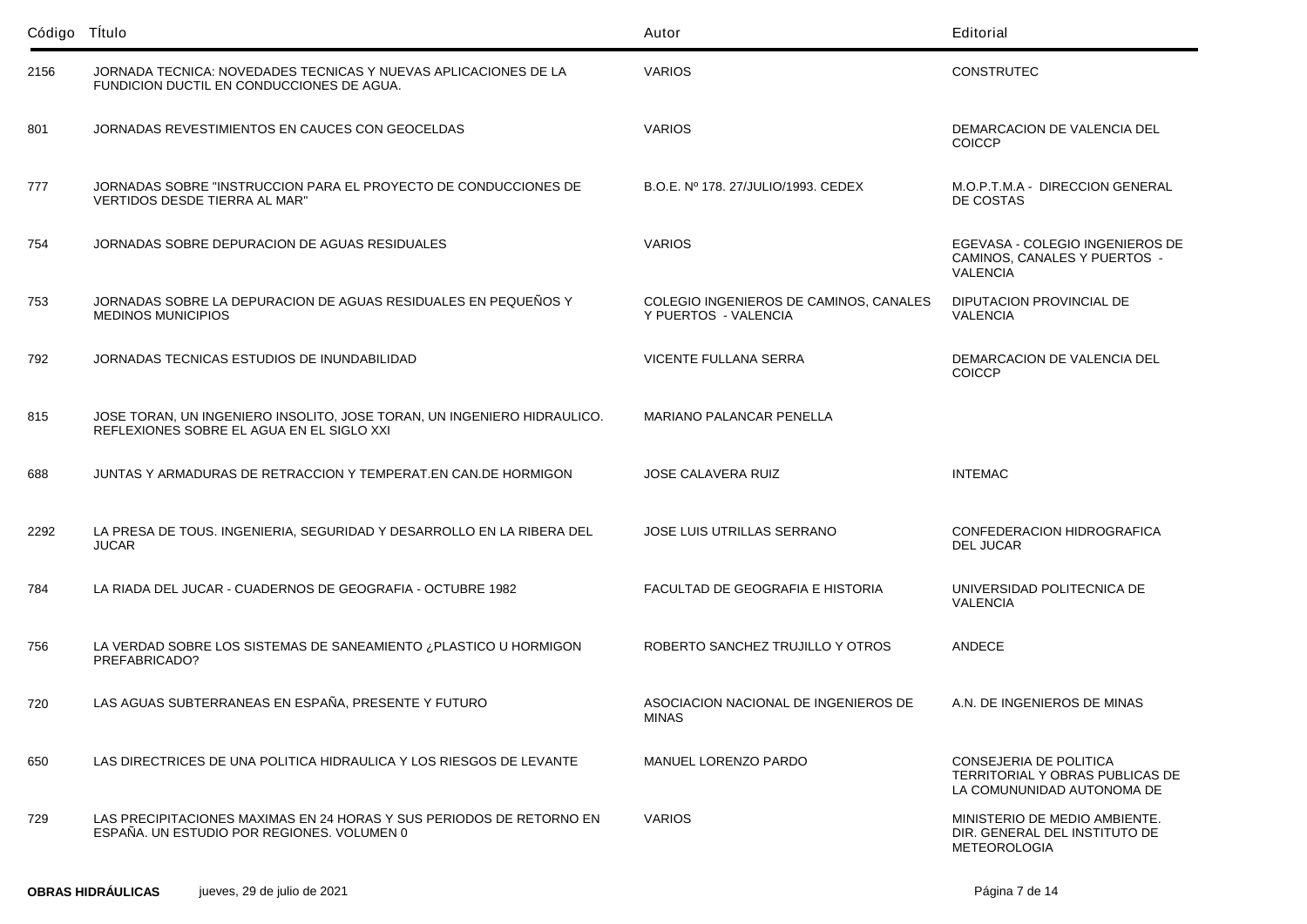| Código | TÍtulo | Autor | Editorial |
|---|---|---|---|
| 2156 | JORNADA TECNICA: NOVEDADES TECNICAS Y NUEVAS APLICACIONES DE LA FUNDICION DUCTIL EN CONDUCCIONES DE AGUA. | VARIOS | CONSTRUTEC |
| 801 | JORNADAS REVESTIMIENTOS EN CAUCES CON GEOCELDAS | VARIOS | DEMARCACION DE VALENCIA DEL COICCP |
| 777 | JORNADAS SOBRE "INSTRUCCION PARA EL PROYECTO DE CONDUCCIONES DE VERTIDOS DESDE TIERRA AL MAR" | B.O.E. Nº 178. 27/JULIO/1993. CEDEX | M.O.P.T.M.A - DIRECCION GENERAL DE COSTAS |
| 754 | JORNADAS SOBRE DEPURACION DE AGUAS RESIDUALES | VARIOS | EGEVASA - COLEGIO INGENIEROS DE CAMINOS, CANALES Y PUERTOS - VALENCIA |
| 753 | JORNADAS SOBRE LA DEPURACION DE AGUAS RESIDUALES EN PEQUEÑOS Y MEDINOS MUNICIPIOS | COLEGIO INGENIEROS DE CAMINOS, CANALES Y PUERTOS - VALENCIA | DIPUTACION PROVINCIAL DE VALENCIA |
| 792 | JORNADAS TECNICAS ESTUDIOS DE INUNDABILIDAD | VICENTE FULLANA SERRA | DEMARCACION DE VALENCIA DEL COICCP |
| 815 | JOSE TORAN, UN INGENIERO INSOLITO, JOSE TORAN, UN INGENIERO HIDRAULICO. REFLEXIONES SOBRE EL AGUA EN EL SIGLO XXI | MARIANO PALANCAR PENELLA | |
| 688 | JUNTAS Y ARMADURAS DE RETRACCION Y TEMPERAT.EN CAN.DE HORMIGON | JOSE CALAVERA RUIZ | INTEMAC |
| 2292 | LA PRESA DE TOUS. INGENIERIA, SEGURIDAD Y DESARROLLO EN LA RIBERA DEL JUCAR | JOSE LUIS UTRILLAS SERRANO | CONFEDERACION HIDROGRAFICA DEL JUCAR |
| 784 | LA RIADA DEL JUCAR - CUADERNOS DE GEOGRAFIA - OCTUBRE 1982 | FACULTAD DE GEOGRAFIA E HISTORIA | UNIVERSIDAD POLITECNICA DE VALENCIA |
| 756 | LA VERDAD SOBRE LOS SISTEMAS DE SANEAMIENTO ¿PLASTICO U HORMIGON PREFABRICADO? | ROBERTO SANCHEZ TRUJILLO Y OTROS | ANDECE |
| 720 | LAS AGUAS SUBTERRANEAS EN ESPAÑA, PRESENTE Y FUTURO | ASOCIACION NACIONAL DE INGENIEROS DE MINAS | A.N. DE INGENIEROS DE MINAS |
| 650 | LAS DIRECTRICES DE UNA POLITICA HIDRAULICA Y LOS RIESGOS DE LEVANTE | MANUEL LORENZO PARDO | CONSEJERIA DE POLITICA TERRITORIAL Y OBRAS PUBLICAS DE LA COMUNUNIDAD AUTONOMA DE |
| 729 | LAS PRECIPITACIONES MAXIMAS EN 24 HORAS Y SUS PERIODOS DE RETORNO EN ESPAÑA. UN ESTUDIO POR REGIONES. VOLUMEN 0 | VARIOS | MINISTERIO DE MEDIO AMBIENTE. DIR. GENERAL DEL INSTITUTO DE METEOROLOGIA |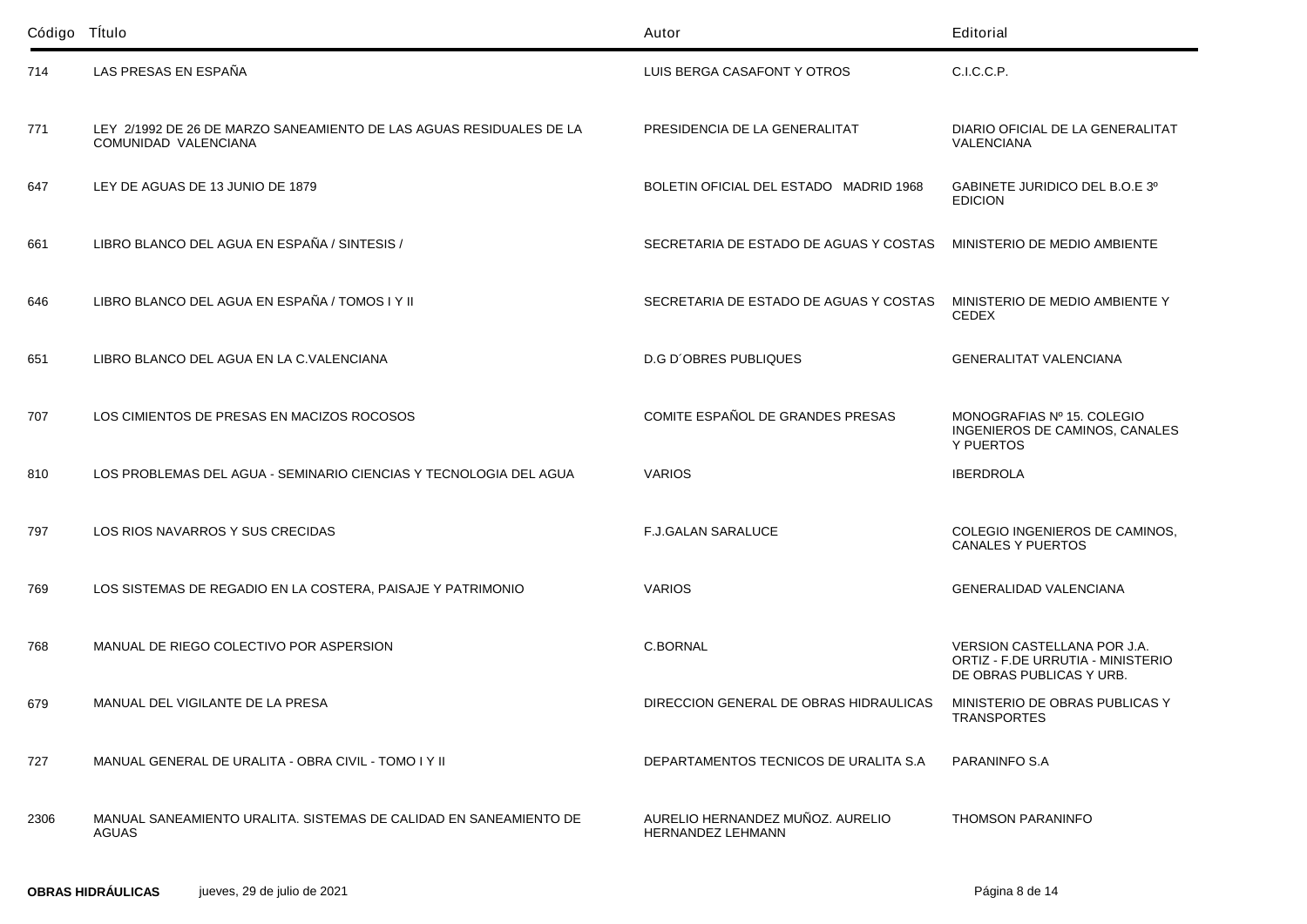| Código | Título | Autor | Editorial |
|---|---|---|---|
| 714 | LAS PRESAS EN ESPAÑA | LUIS BERGA CASAFONT Y OTROS | C.I.C.C.P. |
| 771 | LEY 2/1992 DE 26 DE MARZO SANEAMIENTO DE LAS AGUAS RESIDUALES DE LA COMUNIDAD VALENCIANA | PRESIDENCIA DE LA GENERALITAT | DIARIO OFICIAL DE LA GENERALITAT VALENCIANA |
| 647 | LEY DE AGUAS DE 13 JUNIO DE 1879 | BOLETIN OFICIAL DEL ESTADO MADRID 1968 | GABINETE JURIDICO DEL B.O.E 3º EDICION |
| 661 | LIBRO BLANCO DEL AGUA EN ESPAÑA / SINTESIS / | SECRETARIA DE ESTADO DE AGUAS Y COSTAS | MINISTERIO DE MEDIO AMBIENTE |
| 646 | LIBRO BLANCO DEL AGUA EN ESPAÑA / TOMOS I Y II | SECRETARIA DE ESTADO DE AGUAS Y COSTAS | MINISTERIO DE MEDIO AMBIENTE Y CEDEX |
| 651 | LIBRO BLANCO DEL AGUA EN LA C.VALENCIANA | D.G D´OBRES PUBLIQUES | GENERALITAT VALENCIANA |
| 707 | LOS CIMIENTOS DE PRESAS EN MACIZOS ROCOSOS | COMITE ESPAÑOL DE GRANDES PRESAS | MONOGRAFIAS Nº 15. COLEGIO INGENIEROS DE CAMINOS, CANALES Y PUERTOS |
| 810 | LOS PROBLEMAS DEL AGUA - SEMINARIO CIENCIAS Y TECNOLOGIA DEL AGUA | VARIOS | IBERDROLA |
| 797 | LOS RIOS NAVARROS Y SUS CRECIDAS | F.J.GALAN SARALUCE | COLEGIO INGENIEROS DE CAMINOS, CANALES Y PUERTOS |
| 769 | LOS SISTEMAS DE REGADIO EN LA COSTERA, PAISAJE Y PATRIMONIO | VARIOS | GENERALIDAD VALENCIANA |
| 768 | MANUAL DE RIEGO COLECTIVO POR ASPERSION | C.BORNAL | VERSION CASTELLANA POR J.A. ORTIZ - F.DE URRUTIA - MINISTERIO DE OBRAS PUBLICAS Y URB. |
| 679 | MANUAL DEL VIGILANTE DE LA PRESA | DIRECCION GENERAL DE OBRAS HIDRAULICAS | MINISTERIO DE OBRAS PUBLICAS Y TRANSPORTES |
| 727 | MANUAL GENERAL DE URALITA - OBRA CIVIL - TOMO I Y II | DEPARTAMENTOS TECNICOS DE URALITA S.A | PARANINFO S.A |
| 2306 | MANUAL SANEAMIENTO URALITA. SISTEMAS DE CALIDAD EN SANEAMIENTO DE AGUAS | AURELIO HERNANDEZ MUÑOZ. AURELIO HERNANDEZ LEHMANN | THOMSON PARANINFO |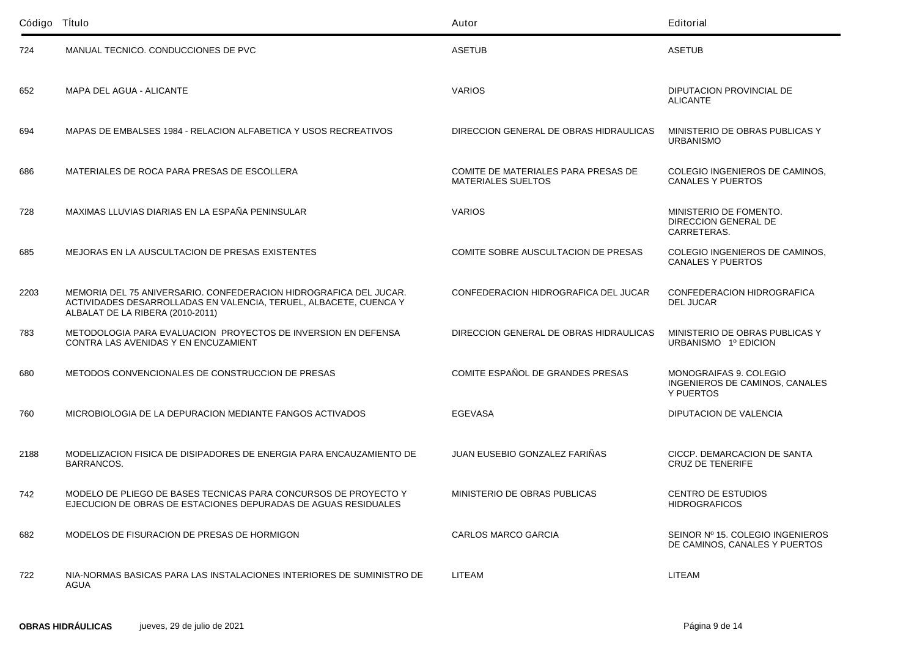| Código | Título | Autor | Editorial |
|---|---|---|---|
| 724 | MANUAL TECNICO. CONDUCCIONES DE PVC | ASETUB | ASETUB |
| 652 | MAPA DEL AGUA - ALICANTE | VARIOS | DIPUTACION PROVINCIAL DE ALICANTE |
| 694 | MAPAS DE EMBALSES 1984 - RELACION ALFABETICA Y USOS RECREATIVOS | DIRECCION GENERAL DE OBRAS HIDRAULICAS | MINISTERIO DE OBRAS PUBLICAS Y URBANISMO |
| 686 | MATERIALES DE ROCA PARA PRESAS DE ESCOLLERA | COMITE DE MATERIALES PARA PRESAS DE MATERIALES SUELTOS | COLEGIO INGENIEROS DE CAMINOS, CANALES Y PUERTOS |
| 728 | MAXIMAS LLUVIAS DIARIAS EN LA ESPAÑA PENINSULAR | VARIOS | MINISTERIO DE FOMENTO. DIRECCION GENERAL DE CARRETERAS. |
| 685 | MEJORAS EN LA AUSCULTACION DE PRESAS EXISTENTES | COMITE SOBRE AUSCULTACION DE PRESAS | COLEGIO INGENIEROS DE CAMINOS, CANALES Y PUERTOS |
| 2203 | MEMORIA DEL 75 ANIVERSARIO. CONFEDERACION HIDROGRAFICA DEL JUCAR. ACTIVIDADES DESARROLLADAS EN VALENCIA, TERUEL, ALBACETE, CUENCA Y ALBALAT DE LA RIBERA (2010-2011) | CONFEDERACION HIDROGRAFICA DEL JUCAR | CONFEDERACION HIDROGRAFICA DEL JUCAR |
| 783 | METODOLOGIA PARA EVALUACION PROYECTOS DE INVERSION EN DEFENSA CONTRA LAS AVENIDAS Y EN ENCUZAMIENT | DIRECCION GENERAL DE OBRAS HIDRAULICAS | MINISTERIO DE OBRAS PUBLICAS Y URBANISMO 1º EDICION |
| 680 | METODOS CONVENCIONALES DE CONSTRUCCION DE PRESAS | COMITE ESPAÑOL DE GRANDES PRESAS | MONOGRAIFAS 9. COLEGIO INGENIEROS DE CAMINOS, CANALES Y PUERTOS |
| 760 | MICROBIOLOGIA DE LA DEPURACION MEDIANTE FANGOS ACTIVADOS | EGEVASA | DIPUTACION DE VALENCIA |
| 2188 | MODELIZACION FISICA DE DISIPADORES DE ENERGIA PARA ENCAUZAMIENTO DE BARRANCOS. | JUAN EUSEBIO GONZALEZ FARIÑAS | CICCP. DEMARCACION DE SANTA CRUZ DE TENERIFE |
| 742 | MODELO DE PLIEGO DE BASES TECNICAS PARA CONCURSOS DE PROYECTO Y EJECUCION DE OBRAS DE ESTACIONES DEPURADAS DE AGUAS RESIDUALES | MINISTERIO DE OBRAS PUBLICAS | CENTRO DE ESTUDIOS HIDROGRAFICOS |
| 682 | MODELOS DE FISURACION DE PRESAS DE HORMIGON | CARLOS MARCO GARCIA | SEINOR Nº 15. COLEGIO INGENIEROS DE CAMINOS, CANALES Y PUERTOS |
| 722 | NIA-NORMAS BASICAS PARA LAS INSTALACIONES INTERIORES DE SUMINISTRO DE AGUA | LITEAM | LITEAM |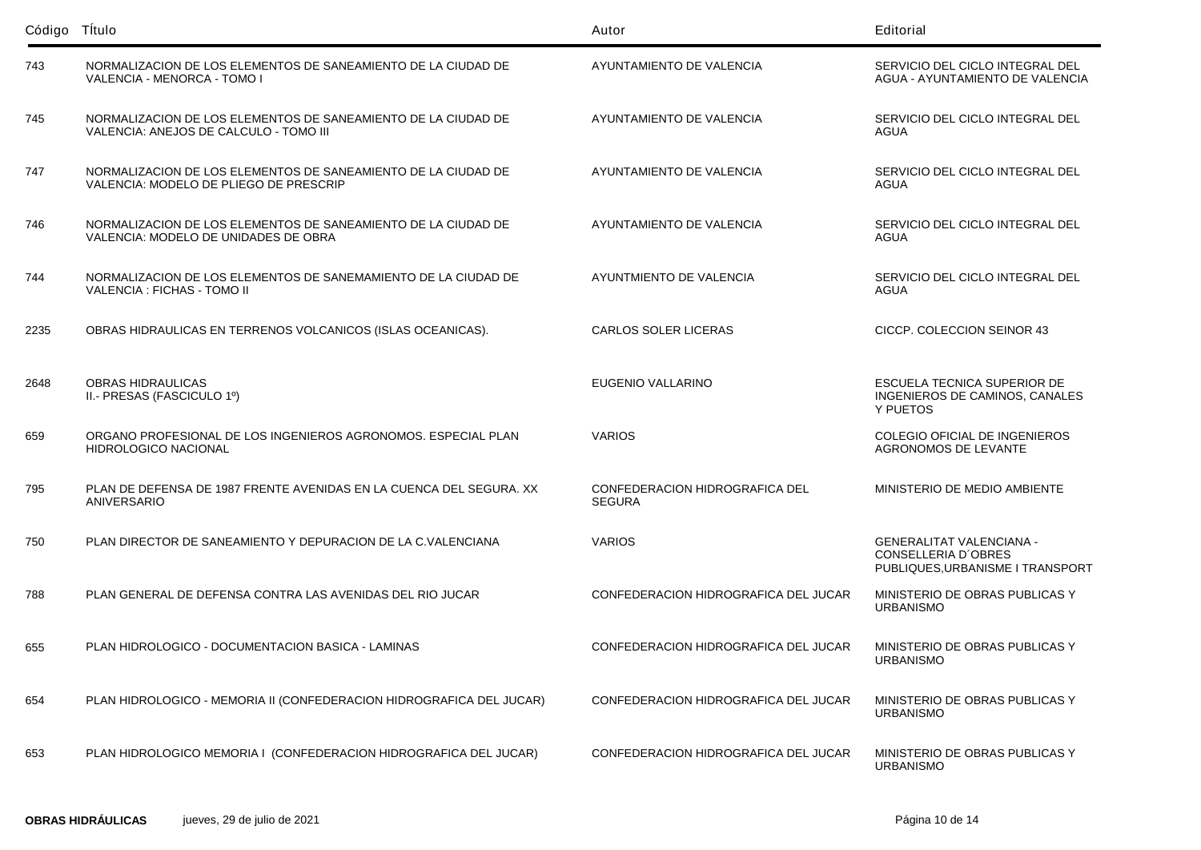| Código | Título | Autor | Editorial |
|---|---|---|---|
| 743 | NORMALIZACION DE LOS ELEMENTOS DE SANEAMIENTO DE LA CIUDAD DE VALENCIA - MENORCA - TOMO I | AYUNTAMIENTO DE VALENCIA | SERVICIO DEL CICLO INTEGRAL DEL AGUA - AYUNTAMIENTO DE VALENCIA |
| 745 | NORMALIZACION DE LOS ELEMENTOS DE SANEAMIENTO DE LA CIUDAD DE VALENCIA: ANEJOS DE CALCULO - TOMO III | AYUNTAMIENTO DE VALENCIA | SERVICIO DEL CICLO INTEGRAL DEL AGUA |
| 747 | NORMALIZACION DE LOS ELEMENTOS DE SANEAMIENTO DE LA CIUDAD DE VALENCIA: MODELO DE PLIEGO DE PRESCRIP | AYUNTAMIENTO DE VALENCIA | SERVICIO DEL CICLO INTEGRAL DEL AGUA |
| 746 | NORMALIZACION DE LOS ELEMENTOS DE SANEAMIENTO DE LA CIUDAD DE VALENCIA: MODELO DE UNIDADES DE OBRA | AYUNTAMIENTO DE VALENCIA | SERVICIO DEL CICLO INTEGRAL DEL AGUA |
| 744 | NORMALIZACION DE LOS ELEMENTOS DE SANEMAMIENTO DE LA CIUDAD DE VALENCIA : FICHAS - TOMO II | AYUNTMIENTO DE VALENCIA | SERVICIO DEL CICLO INTEGRAL DEL AGUA |
| 2235 | OBRAS HIDRAULICAS EN TERRENOS VOLCANICOS (ISLAS OCEANICAS). | CARLOS SOLER LICERAS | CICCP. COLECCION SEINOR 43 |
| 2648 | OBRAS HIDRAULICAS II.- PRESAS (FASCICULO 1º) | EUGENIO VALLARINO | ESCUELA TECNICA SUPERIOR DE INGENIEROS DE CAMINOS, CANALES Y PUETOS |
| 659 | ORGANO PROFESIONAL DE LOS INGENIEROS AGRONOMOS. ESPECIAL PLAN HIDROLOGICO NACIONAL | VARIOS | COLEGIO OFICIAL DE INGENIEROS AGRONOMOS DE LEVANTE |
| 795 | PLAN DE DEFENSA DE 1987 FRENTE AVENIDAS EN LA CUENCA DEL SEGURA. XX ANIVERSARIO | CONFEDERACION HIDROGRAFICA DEL SEGURA | MINISTERIO DE MEDIO AMBIENTE |
| 750 | PLAN DIRECTOR DE SANEAMIENTO Y DEPURACION DE LA C.VALENCIANA | VARIOS | GENERALITAT VALENCIANA - CONSELLERIA D´OBRES PUBLIQUES,URBANISME I TRANSPORT |
| 788 | PLAN GENERAL DE DEFENSA CONTRA LAS AVENIDAS DEL RIO JUCAR | CONFEDERACION HIDROGRAFICA DEL JUCAR | MINISTERIO DE OBRAS PUBLICAS Y URBANISMO |
| 655 | PLAN HIDROLOGICO - DOCUMENTACION BASICA - LAMINAS | CONFEDERACION HIDROGRAFICA DEL JUCAR | MINISTERIO DE OBRAS PUBLICAS Y URBANISMO |
| 654 | PLAN HIDROLOGICO - MEMORIA II (CONFEDERACION HIDROGRAFICA DEL JUCAR) | CONFEDERACION HIDROGRAFICA DEL JUCAR | MINISTERIO DE OBRAS PUBLICAS Y URBANISMO |
| 653 | PLAN HIDROLOGICO MEMORIA I (CONFEDERACION HIDROGRAFICA DEL JUCAR) | CONFEDERACION HIDROGRAFICA DEL JUCAR | MINISTERIO DE OBRAS PUBLICAS Y URBANISMO |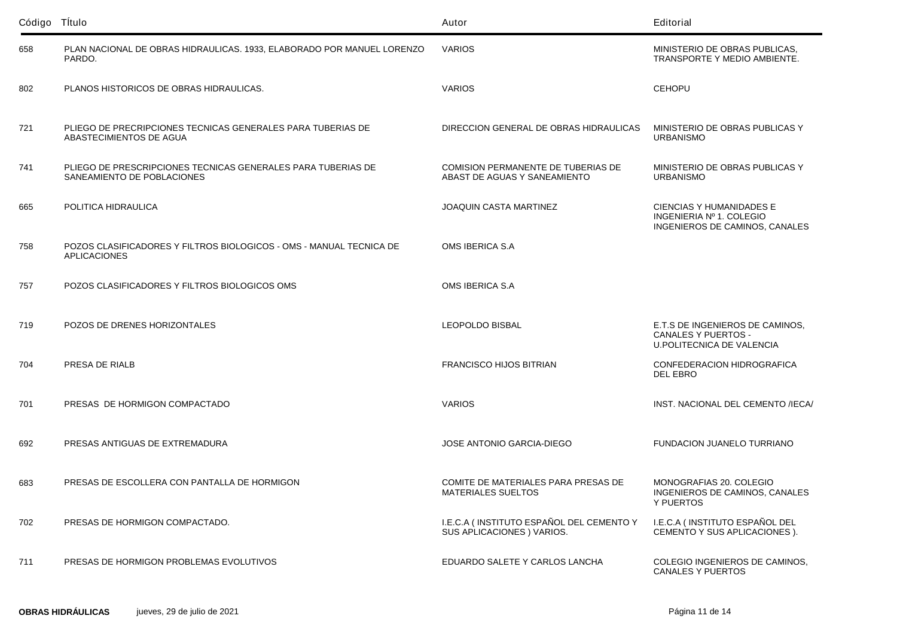| Código | Título | Autor | Editorial |
|---|---|---|---|
| 658 | PLAN NACIONAL DE OBRAS HIDRAULICAS. 1933, ELABORADO POR MANUEL LORENZO PARDO. | VARIOS | MINISTERIO DE OBRAS PUBLICAS, TRANSPORTE Y MEDIO AMBIENTE. |
| 802 | PLANOS HISTORICOS DE OBRAS HIDRAULICAS. | VARIOS | CEHOPU |
| 721 | PLIEGO DE PRECRIPCIONES TECNICAS GENERALES PARA TUBERIAS DE ABASTECIMIENTOS DE AGUA | DIRECCION GENERAL DE OBRAS HIDRAULICAS | MINISTERIO DE OBRAS PUBLICAS Y URBANISMO |
| 741 | PLIEGO DE PRESCRIPCIONES TECNICAS GENERALES PARA TUBERIAS DE SANEAMIENTO DE POBLACIONES | COMISION PERMANENTE DE TUBERIAS DE ABAST DE AGUAS Y SANEAMIENTO | MINISTERIO DE OBRAS PUBLICAS Y URBANISMO |
| 665 | POLITICA HIDRAULICA | JOAQUIN CASTA MARTINEZ | CIENCIAS Y HUMANIDADES E INGENIERIA Nº 1. COLEGIO INGENIEROS DE CAMINOS, CANALES |
| 758 | POZOS CLASIFICADORES Y FILTROS BIOLOGICOS - OMS - MANUAL TECNICA DE APLICACIONES | OMS IBERICA S.A | |
| 757 | POZOS CLASIFICADORES Y FILTROS BIOLOGICOS OMS | OMS IBERICA S.A | |
| 719 | POZOS DE DRENES HORIZONTALES | LEOPOLDO BISBAL | E.T.S DE INGENIEROS DE CAMINOS, CANALES Y PUERTOS - U.POLITECNICA DE VALENCIA |
| 704 | PRESA DE RIALB | FRANCISCO HIJOS BITRIAN | CONFEDERACION HIDROGRAFICA DEL EBRO |
| 701 | PRESAS DE HORMIGON COMPACTADO | VARIOS | INST. NACIONAL DEL CEMENTO /IECA/ |
| 692 | PRESAS ANTIGUAS DE EXTREMADURA | JOSE ANTONIO GARCIA-DIEGO | FUNDACION JUANELO TURRIANO |
| 683 | PRESAS DE ESCOLLERA CON PANTALLA DE HORMIGON | COMITE DE MATERIALES PARA PRESAS DE MATERIALES SUELTOS | MONOGRAFIAS 20. COLEGIO INGENIEROS DE CAMINOS, CANALES Y PUERTOS |
| 702 | PRESAS DE HORMIGON COMPACTADO. | I.E.C.A ( INSTITUTO ESPAÑOL DEL CEMENTO Y SUS APLICACIONES ) VARIOS. | I.E.C.A ( INSTITUTO ESPAÑOL DEL CEMENTO Y SUS APLICACIONES ). |
| 711 | PRESAS DE HORMIGON PROBLEMAS EVOLUTIVOS | EDUARDO SALETE Y CARLOS LANCHA | COLEGIO INGENIEROS DE CAMINOS, CANALES Y PUERTOS |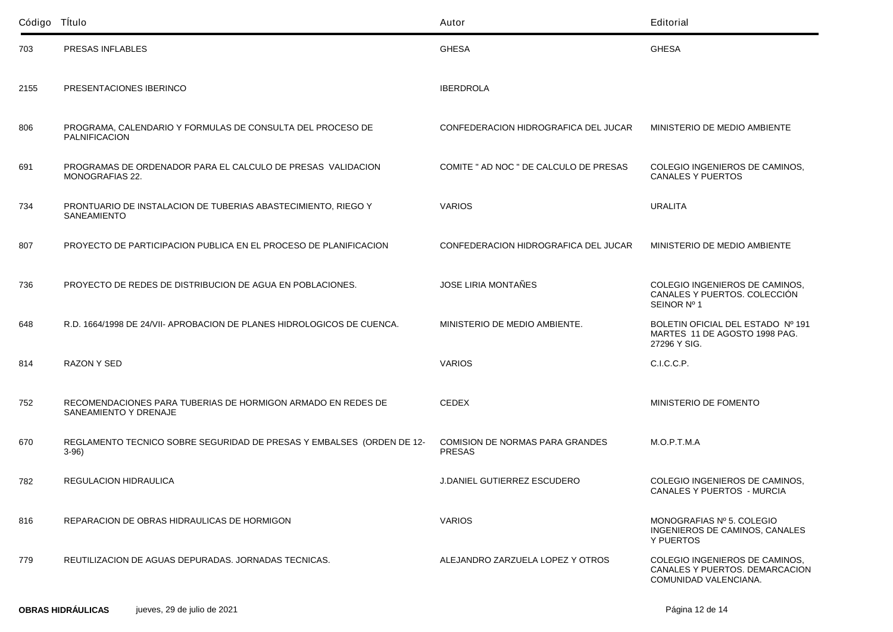| Código | Título | Autor | Editorial |
|---|---|---|---|
| 703 | PRESAS INFLABLES | GHESA | GHESA |
| 2155 | PRESENTACIONES IBERINCO | IBERDROLA | |
| 806 | PROGRAMA, CALENDARIO Y FORMULAS DE CONSULTA DEL PROCESO DE PALNIFICACION | CONFEDERACION HIDROGRAFICA DEL JUCAR | MINISTERIO DE MEDIO AMBIENTE |
| 691 | PROGRAMAS DE ORDENADOR PARA EL CALCULO DE PRESAS VALIDACION MONOGRAFIAS 22. | COMITE " AD NOC " DE CALCULO DE PRESAS | COLEGIO INGENIEROS DE CAMINOS, CANALES Y PUERTOS |
| 734 | PRONTUARIO DE INSTALACION DE TUBERIAS ABASTECIMIENTO, RIEGO Y SANEAMIENTO | VARIOS | URALITA |
| 807 | PROYECTO DE PARTICIPACION PUBLICA EN EL PROCESO DE PLANIFICACION | CONFEDERACION HIDROGRAFICA DEL JUCAR | MINISTERIO DE MEDIO AMBIENTE |
| 736 | PROYECTO DE REDES DE DISTRIBUCION DE AGUA EN POBLACIONES. | JOSE LIRIA MONTAÑES | COLEGIO INGENIEROS DE CAMINOS, CANALES Y PUERTOS. COLECCIÓN SEINOR Nº 1 |
| 648 | R.D. 1664/1998 DE 24/VII- APROBACION DE PLANES HIDROLOGICOS DE CUENCA. | MINISTERIO DE MEDIO AMBIENTE. | BOLETIN OFICIAL DEL ESTADO Nº 191 MARTES 11 DE AGOSTO 1998 PAG. 27296 Y SIG. |
| 814 | RAZON Y SED | VARIOS | C.I.C.C.P. |
| 752 | RECOMENDACIONES PARA TUBERIAS DE HORMIGON ARMADO EN REDES DE SANEAMIENTO Y DRENAJE | CEDEX | MINISTERIO DE FOMENTO |
| 670 | REGLAMENTO TECNICO SOBRE SEGURIDAD DE PRESAS Y EMBALSES (ORDEN DE 12-3-96) | COMISION DE NORMAS PARA GRANDES PRESAS | M.O.P.T.M.A |
| 782 | REGULACION HIDRAULICA | J.DANIEL GUTIERREZ ESCUDERO | COLEGIO INGENIEROS DE CAMINOS, CANALES Y PUERTOS - MURCIA |
| 816 | REPARACION DE OBRAS HIDRAULICAS DE HORMIGON | VARIOS | MONOGRAFIAS Nº 5. COLEGIO INGENIEROS DE CAMINOS, CANALES Y PUERTOS |
| 779 | REUTILIZACION DE AGUAS DEPURADAS. JORNADAS TECNICAS. | ALEJANDRO ZARZUELA LOPEZ Y OTROS | COLEGIO INGENIEROS DE CAMINOS, CANALES Y PUERTOS. DEMARCACION COMUNIDAD VALENCIANA. |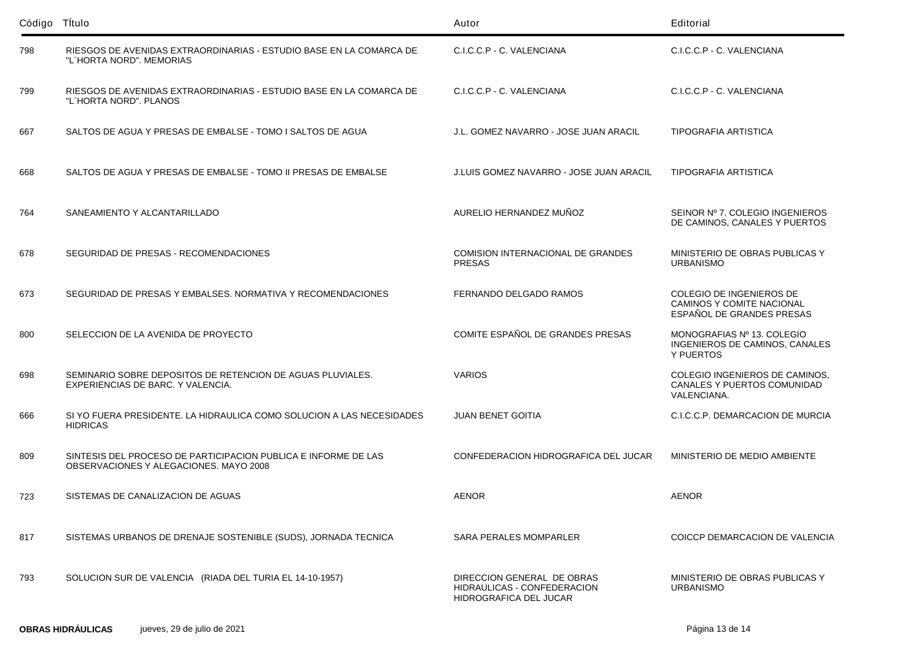| Código | Título | Autor | Editorial |
|---|---|---|---|
| 798 | RIESGOS DE AVENIDAS EXTRAORDINARIAS - ESTUDIO BASE EN LA COMARCA DE "L´HORTA NORD". MEMORIAS | C.I.C.C.P - C. VALENCIANA | C.I.C.C.P - C. VALENCIANA |
| 799 | RIESGOS DE AVENIDAS EXTRAORDINARIAS - ESTUDIO BASE EN LA COMARCA DE "L´HORTA NORD". PLANOS | C.I.C.C.P - C. VALENCIANA | C.I.C.C.P - C. VALENCIANA |
| 667 | SALTOS DE AGUA Y PRESAS DE EMBALSE - TOMO I SALTOS DE AGUA | J.L. GOMEZ NAVARRO - JOSE JUAN ARACIL | TIPOGRAFIA ARTISTICA |
| 668 | SALTOS DE AGUA Y PRESAS DE EMBALSE - TOMO II PRESAS DE EMBALSE | J.LUIS GOMEZ NAVARRO - JOSE JUAN ARACIL | TIPOGRAFIA ARTISTICA |
| 764 | SANEAMIENTO Y ALCANTARILLADO | AURELIO HERNANDEZ MUÑOZ | SEINOR Nº 7. COLEGIO INGENIEROS DE CAMINOS, CANALES Y PUERTOS |
| 678 | SEGURIDAD DE PRESAS - RECOMENDACIONES | COMISION INTERNACIONAL DE GRANDES PRESAS | MINISTERIO DE OBRAS PUBLICAS Y URBANISMO |
| 673 | SEGURIDAD DE PRESAS Y EMBALSES. NORMATIVA Y RECOMENDACIONES | FERNANDO DELGADO RAMOS | COLEGIO DE INGENIEROS DE CAMINOS Y COMITE NACIONAL ESPAÑOL DE GRANDES PRESAS |
| 800 | SELECCION DE LA AVENIDA DE PROYECTO | COMITE ESPAÑOL DE GRANDES PRESAS | MONOGRAFIAS Nº 13. COLEGIO INGENIEROS DE CAMINOS, CANALES Y PUERTOS |
| 698 | SEMINARIO SOBRE DEPOSITOS DE RETENCION DE AGUAS PLUVIALES. EXPERIENCIAS DE BARC. Y VALENCIA. | VARIOS | COLEGIO INGENIEROS DE CAMINOS, CANALES Y PUERTOS COMUNIDAD VALENCIANA. |
| 666 | SI YO FUERA PRESIDENTE. LA HIDRAULICA COMO SOLUCION A LAS NECESIDADES HIDRICAS | JUAN BENET GOITIA | C.I.C.C.P. DEMARCACION DE MURCIA |
| 809 | SINTESIS DEL PROCESO DE PARTICIPACION PUBLICA E INFORME DE LAS OBSERVACIONES Y ALEGACIONES. MAYO 2008 | CONFEDERACION HIDROGRAFICA DEL JUCAR | MINISTERIO DE MEDIO AMBIENTE |
| 723 | SISTEMAS DE CANALIZACION DE AGUAS | AENOR | AENOR |
| 817 | SISTEMAS URBANOS DE DRENAJE SOSTENIBLE (SUDS), JORNADA TECNICA | SARA PERALES MOMPARLER | COICCP DEMARCACION DE VALENCIA |
| 793 | SOLUCION SUR DE VALENCIA (RIADA DEL TURIA EL 14-10-1957) | DIRECCION GENERAL DE OBRAS HIDRAULICAS - CONFEDERACION HIDROGRAFICA DEL JUCAR | MINISTERIO DE OBRAS PUBLICAS Y URBANISMO |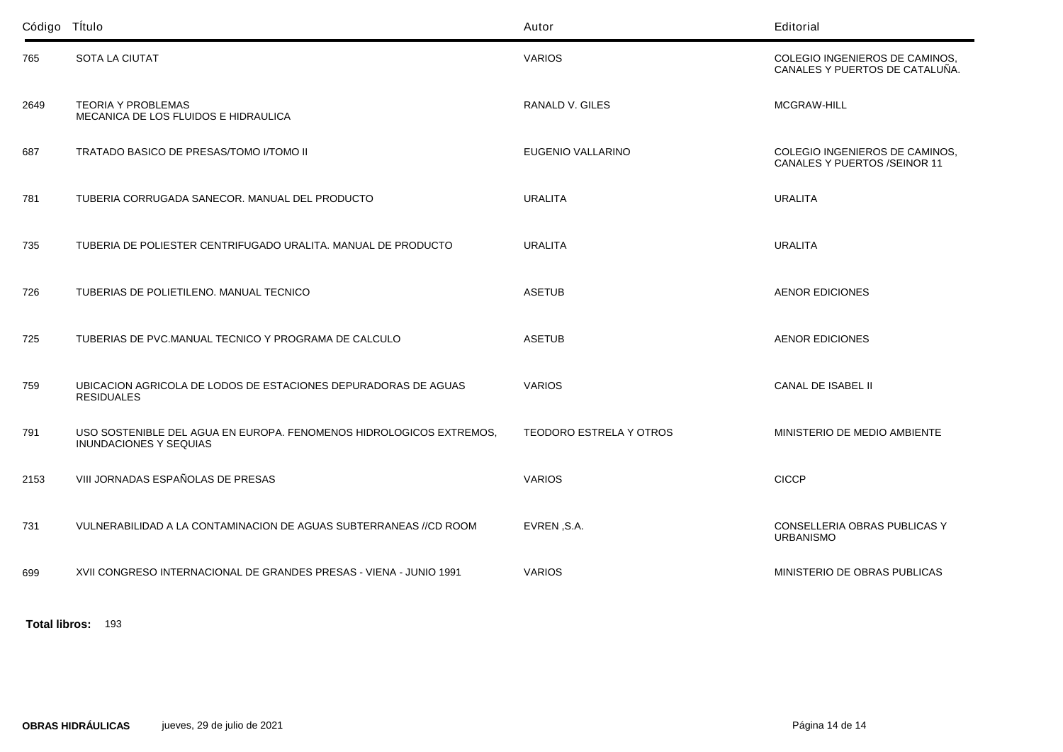| Código | Título | Autor | Editorial |
|---|---|---|---|
| 765 | SOTA LA CIUTAT | VARIOS | COLEGIO INGENIEROS DE CAMINOS, CANALES Y PUERTOS DE CATALUÑA. |
| 2649 | TEORIA Y PROBLEMAS MECANICA DE LOS FLUIDOS E HIDRAULICA | RANALD V. GILES | MCGRAW-HILL |
| 687 | TRATADO BASICO DE PRESAS/TOMO I/TOMO II | EUGENIO VALLARINO | COLEGIO INGENIEROS DE CAMINOS, CANALES Y PUERTOS /SEINOR 11 |
| 781 | TUBERIA CORRUGADA SANECOR. MANUAL DEL PRODUCTO | URALITA | URALITA |
| 735 | TUBERIA DE POLIESTER CENTRIFUGADO URALITA. MANUAL DE PRODUCTO | URALITA | URALITA |
| 726 | TUBERIAS DE POLIETILENO. MANUAL TECNICO | ASETUB | AENOR EDICIONES |
| 725 | TUBERIAS DE PVC.MANUAL TECNICO Y PROGRAMA DE CALCULO | ASETUB | AENOR EDICIONES |
| 759 | UBICACION AGRICOLA DE LODOS DE ESTACIONES DEPURADORAS DE AGUAS RESIDUALES | VARIOS | CANAL DE ISABEL II |
| 791 | USO SOSTENIBLE DEL AGUA EN EUROPA. FENOMENOS HIDROLOGICOS EXTREMOS, INUNDACIONES Y SEQUIAS | TEODORO ESTRELA Y OTROS | MINISTERIO DE MEDIO AMBIENTE |
| 2153 | VIII JORNADAS ESPAÑOLAS DE PRESAS | VARIOS | CICCP |
| 731 | VULNERABILIDAD A LA CONTAMINACION DE AGUAS SUBTERRANEAS //CD ROOM | EVREN ,S.A. | CONSELLERIA OBRAS PUBLICAS Y URBANISMO |
| 699 | XVII CONGRESO INTERNACIONAL DE GRANDES PRESAS - VIENA - JUNIO 1991 | VARIOS | MINISTERIO DE OBRAS PUBLICAS |

**Total libros:** 193